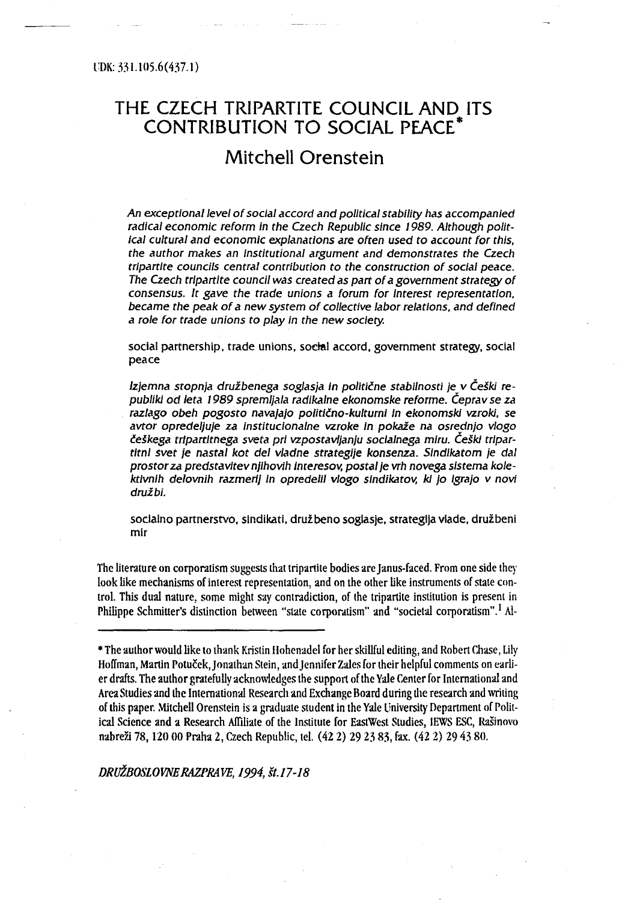UDK: 331.105.6(437.1)

# THE CZECH TRIPARTITE COUNCIL AND ITS CONTRIBUTION TO SOCIAL PEACE*

## Mitchell Orenstein

*An exceptional level of social accord and political stability has accompanied radical economic reform in the Czech Republic since 1989. Although political cultural and economic explanations are often used to account for this, the author makes an institutional argument and demonstrates the Czech tripartite councils central contribution to the construction of social peace. The Czech tripartite council was created as part of a government strategy of consensus. It gave the trade unions a forum for interest representation, became the peak of a new system of collective labor relations, and defined a role for trade unions to play in the new society.*

social partnership, trade unions, social accord, government strategy, social peace

*Izjemna stopnja družbenega soglasja in politične stabilnosti je v Češki republiki od leta 1989 spremljala radikalne ekonomske reforme. Čeprav se za razlago obeh pogosto navajajo politično-kulturni in ekonomski vzroki, se avtor opredeljuje za institucionalne vzroke in pokaže na osrednjo vlogo češkega tripartitnega sveta pri vzpostavljanju socialnega miru. Češki tripartitni svet je nastal kot del vladne strategije konsenza. Sindikatom je dal prostor za predstavitev njihovih interesov, postal je vrh novega sistema kolektivnih delovnih razmerij in opredelil vlogo sindikatov, ki jo igrajo v novi družbi.*

socialno partnerstvo, sindikati, družbeno soglasje, strategija vlade, družbeni mir

The literature on corporatism suggests that tripartite bodies are Janus-faced. From one side they look like mechanisms of interest representation, and on the other like instruments of state control. This dual nature, some might say contradiction, of the tripartite institution is present in Philippe Schmitter's distinction between "state corporatism" and "societal corporatism".[1] Al-

---

* The author would like to thank Kristin Hohenadel for her skillful editing, and Robert Chase, Lily Hoffman, Martin Potuček, Jonathan Stein, and Jennifer Zales for their helpful comments on earlier drafts. The author gratefully acknowledges the support of the Yale Center for International and Area Studies and the International Research and Exchange Board during the research and writing of this paper. Mitchell Orenstein is a graduate student in the Yale University Department of Political Science and a Research Affiliate of the Institute for EastWest Studies, IEWS ESC, Rašinovo nabreži 78, 120 00 Praha 2, Czech Republic, tel. (42 2) 29 23 83, fax. (42 2) 29 43 80.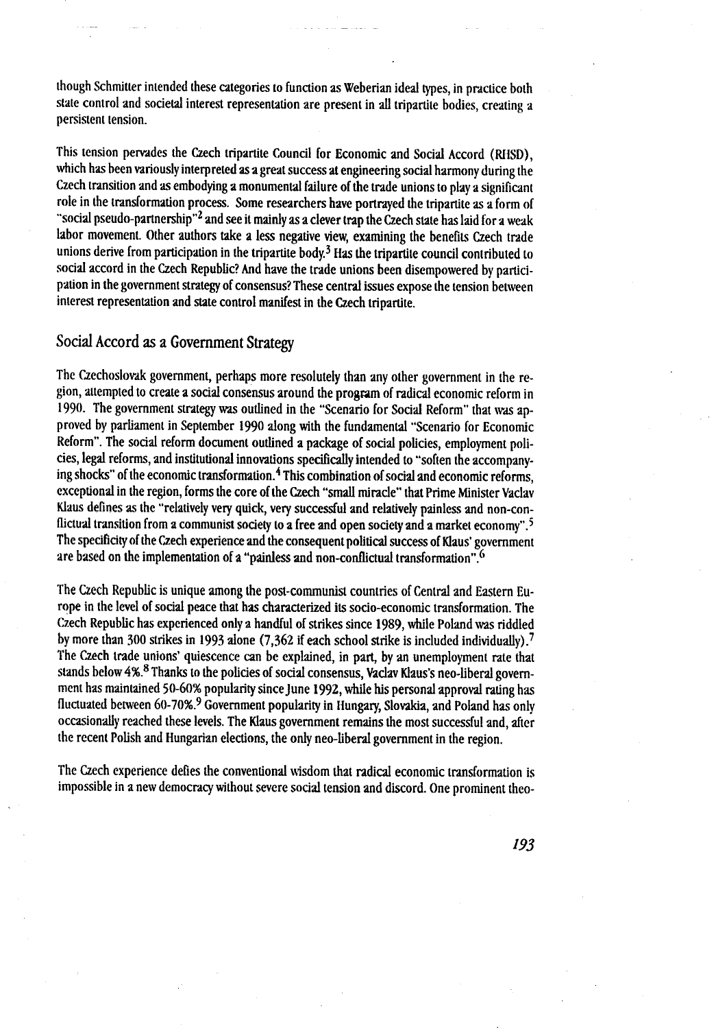though Schmitter intended these categories to function as Weberian ideal types, in practice both state control and societal interest representation are present in all tripartite bodies, creating a persistent tension.

This tension pervades the Czech tripartite Council for Economic and Social Accord (RHSD), which has been variously interpreted as a great success at engineering social harmony during the Czech transition and as embodying a monumental failure of the trade unions to play a significant role in the transformation process. Some researchers have portrayed the tripartite as a form of "social pseudo-partnership"[2] and see it mainly as a clever trap the Czech state has laid for a weak labor movement. Other authors take a less negative view, examining the benefits Czech trade unions derive from participation in the tripartite body.[3] Has the tripartite council contributed to social accord in the Czech Republic? And have the trade unions been disempowered by participation in the government strategy of consensus? These central issues expose the tension between interest representation and state control manifest in the Czech tripartite.

## Social Accord as a Government Strategy

The Czechoslovak government, perhaps more resolutely than any other government in the region, attempted to create a social consensus around the program of radical economic reform in 1990. The government strategy was outlined in the "Scenario for Social Reform" that was approved by parliament in September 1990 along with the fundamental "Scenario for Economic Reform". The social reform document outlined a package of social policies, employment policies, legal reforms, and institutional innovations specifically intended to "soften the accompanying shocks" of the economic transformation.[4] This combination of social and economic reforms, exceptional in the region, forms the core of the Czech "small miracle" that Prime Minister Vaclav Klaus defines as the "relatively very quick, very successful and relatively painless and non-conflictual transition from a communist society to a free and open society and a market economy".[5] The specificity of the Czech experience and the consequent political success of Klaus' government are based on the implementation of a "painless and non-conflictual transformation".[6]

The Czech Republic is unique among the post-communist countries of Central and Eastern Europe in the level of social peace that has characterized its socio-economic transformation. The Czech Republic has experienced only a handful of strikes since 1989, while Poland was riddled by more than 300 strikes in 1993 alone (7,362 if each school strike is included individually).[7] The Czech trade unions' quiescence can be explained, in part, by an unemployment rate that stands below 4%.[8] Thanks to the policies of social consensus, Vaclav Klaus's neo-liberal government has maintained 50-60% popularity since June 1992, while his personal approval rating has fluctuated between 60-70%.[9] Government popularity in Hungary, Slovakia, and Poland has only occasionally reached these levels. The Klaus government remains the most successful and, after the recent Polish and Hungarian elections, the only neo-liberal government in the region.

The Czech experience defies the conventional wisdom that radical economic transformation is impossible in a new democracy without severe social tension and discord. One prominent theo-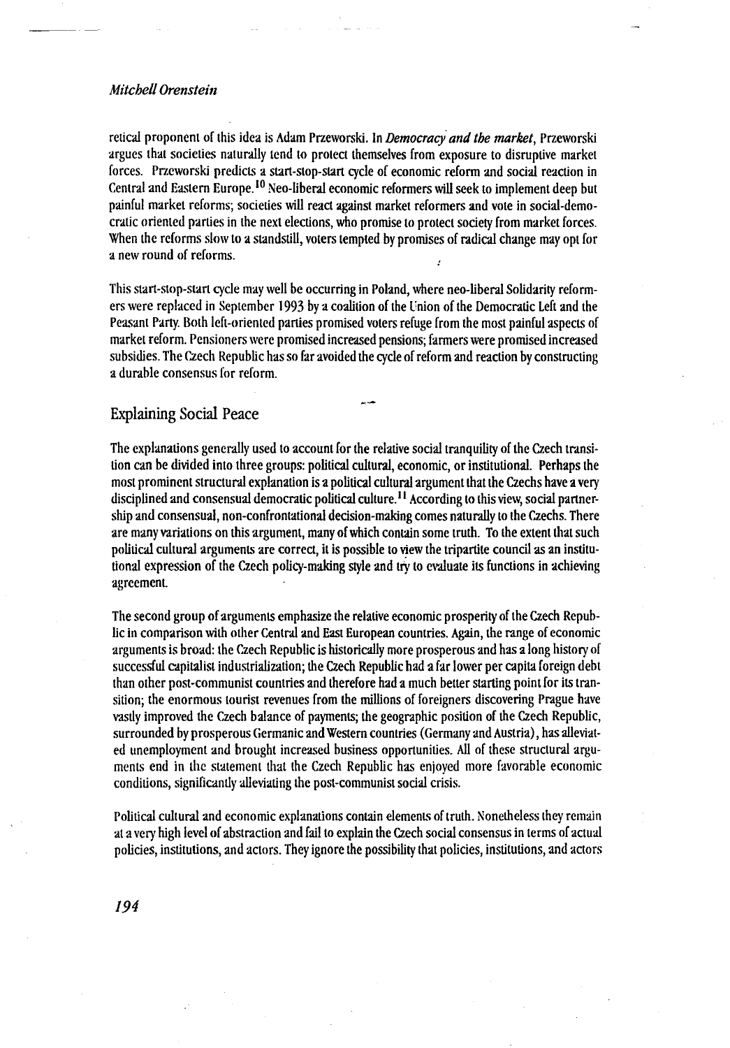retical proponent of this idea is Adam Przeworski. In *Democracy and the market*, Przeworski argues that societies naturally tend to protect themselves from exposure to disruptive market forces. Przeworski predicts a start-stop-start cycle of economic reform and social reaction in Central and Eastern Europe.[10] Neo-liberal economic reformers will seek to implement deep but painful market reforms; societies will react against market reformers and vote in social-democratic oriented parties in the next elections, who promise to protect society from market forces. When the reforms slow to a standstill, voters tempted by promises of radical change may opt for a new round of reforms.

This start-stop-start cycle may well be occurring in Poland, where neo-liberal Solidarity reformers were replaced in September 1993 by a coalition of the Union of the Democratic Left and the Peasant Party. Both left-oriented parties promised voters refuge from the most painful aspects of market reform. Pensioners were promised increased pensions; farmers were promised increased subsidies. The Czech Republic has so far avoided the cycle of reform and reaction by constructing a durable consensus for reform.

## Explaining Social Peace

The explanations generally used to account for the relative social tranquility of the Czech transition can be divided into three groups: political cultural, economic, or institutional. Perhaps the most prominent structural explanation is a political cultural argument that the Czechs have a very disciplined and consensual democratic political culture.[11] According to this view, social partnership and consensual, non-confrontational decision-making comes naturally to the Czechs. There are many variations on this argument, many of which contain some truth. To the extent that such political cultural arguments are correct, it is possible to view the tripartite council as an institutional expression of the Czech policy-making style and try to evaluate its functions in achieving agreement.

The second group of arguments emphasize the relative economic prosperity of the Czech Republic in comparison with other Central and East European countries. Again, the range of economic arguments is broad: the Czech Republic is historically more prosperous and has a long history of successful capitalist industrialization; the Czech Republic had a far lower per capita foreign debt than other post-communist countries and therefore had a much better starting point for its transition; the enormous tourist revenues from the millions of foreigners discovering Prague have vastly improved the Czech balance of payments; the geographic position of the Czech Republic, surrounded by prosperous Germanic and Western countries (Germany and Austria), has alleviated unemployment and brought increased business opportunities. All of these structural arguments end in the statement that the Czech Republic has enjoyed more favorable economic conditions, significantly alleviating the post-communist social crisis.

Political cultural and economic explanations contain elements of truth. Nonetheless they remain at a very high level of abstraction and fail to explain the Czech social consensus in terms of actual policies, institutions, and actors. They ignore the possibility that policies, institutions, and actors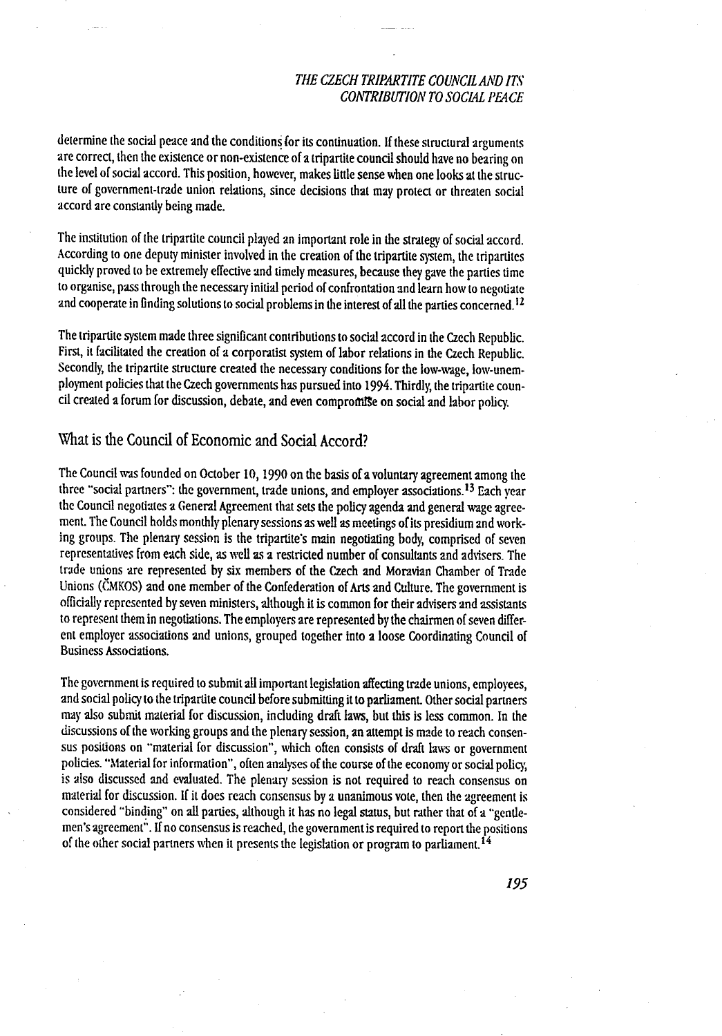determine the social peace and the conditions for its continuation. If these structural arguments are correct, then the existence or non-existence of a tripartite council should have no bearing on the level of social accord. This position, however, makes little sense when one looks at the structure of government-trade union relations, since decisions that may protect or threaten social accord are constantly being made.

The institution of the tripartite council played an important role in the strategy of social accord. According to one deputy minister involved in the creation of the tripartite system, the tripartites quickly proved to be extremely effective and timely measures, because they gave the parties time to organise, pass through the necessary initial period of confrontation and learn how to negotiate and cooperate in finding solutions to social problems in the interest of all the parties concerned.[12]

The tripartite system made three significant contributions to social accord in the Czech Republic. First, it facilitated the creation of a corporatist system of labor relations in the Czech Republic. Secondly, the tripartite structure created the necessary conditions for the low-wage, low-unemployment policies that the Czech governments has pursued into 1994. Thirdly, the tripartite council created a forum for discussion, debate, and even compromise on social and labor policy.

## What is the Council of Economic and Social Accord?

The Council was founded on October 10, 1990 on the basis of a voluntary agreement among the three "social partners": the government, trade unions, and employer associations.[13] Each year the Council negotiates a General Agreement that sets the policy agenda and general wage agreement. The Council holds monthly plenary sessions as well as meetings of its presidium and working groups. The plenary session is the tripartite's main negotiating body, comprised of seven representatives from each side, as well as a restricted number of consultants and advisers. The trade unions are represented by six members of the Czech and Moravian Chamber of Trade Unions (ČMKOS) and one member of the Confederation of Arts and Culture. The government is officially represented by seven ministers, although it is common for their advisers and assistants to represent them in negotiations. The employers are represented by the chairmen of seven different employer associations and unions, grouped together into a loose Coordinating Council of Business Associations.

The government is required to submit all important legislation affecting trade unions, employees, and social policy to the tripartite council before submitting it to parliament. Other social partners may also submit material for discussion, including draft laws, but this is less common. In the discussions of the working groups and the plenary session, an attempt is made to reach consensus positions on "material for discussion", which often consists of draft laws or government policies. "Material for information", often analyses of the course of the economy or social policy, is also discussed and evaluated. The plenary session is not required to reach consensus on material for discussion. If it does reach consensus by a unanimous vote, then the agreement is considered "binding" on all parties, although it has no legal status, but rather that of a "gentlemen's agreement". If no consensus is reached, the government is required to report the positions of the other social partners when it presents the legislation or program to parliament.[14]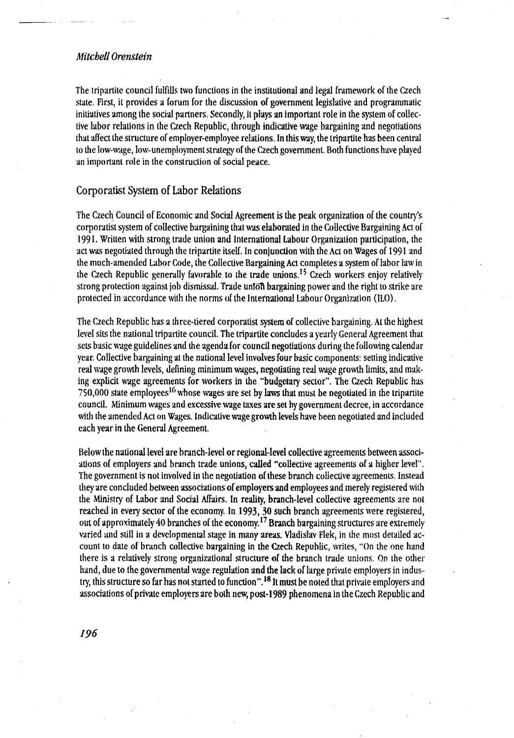The tripartite council fulfills two functions in the institutional and legal framework of the Czech state. First, it provides a forum for the discussion of government legislative and programmatic initiatives among the social partners. Secondly, it plays an important role in the system of collective labor relations in the Czech Republic, through indicative wage bargaining and negotiations that affect the structure of employer-employee relations. In this way, the tripartite has been central to the low-wage, low-unemployment strategy of the Czech government. Both functions have played an important role in the construction of social peace.

## Corporatist System of Labor Relations

The Czech Council of Economic and Social Agreement is the peak organization of the country's corporatist system of collective bargaining that was elaborated in the Collective Bargaining Act of 1991. Written with strong trade union and International Labour Organization participation, the act was negotiated through the tripartite itself. In conjunction with the Act on Wages of 1991 and the much-amended Labor Code, the Collective Bargaining Act completes a system of labor law in the Czech Republic generally favorable to the trade unions.[15] Czech workers enjoy relatively strong protection against job dismissal. Trade union bargaining power and the right to strike are protected in accordance with the norms of the International Labour Organization (ILO).

The Czech Republic has a three-tiered corporatist system of collective bargaining. At the highest level sits the national tripartite council. The tripartite concludes a yearly General Agreement that sets basic wage guidelines and the agenda for council negotiations during the following calendar year. Collective bargaining at the national level involves four basic components: setting indicative real wage growth levels, defining minimum wages, negotiating real wage growth limits, and making explicit wage agreements for workers in the "budgetary sector". The Czech Republic has 750,000 state employees[16] whose wages are set by laws that must be negotiated in the tripartite council. Minimum wages and excessive wage taxes are set by government decree, in accordance with the amended Act on Wages. Indicative wage growth levels have been negotiated and included each year in the General Agreement.

Below the national level are branch-level or regional-level collective agreements between associations of employers and branch trade unions, called "collective agreements of a higher level". The government is not involved in the negotiation of these branch collective agreements. Instead they are concluded between associations of employers and employees and merely registered with the Ministry of Labor and Social Affairs. In reality, branch-level collective agreements are not reached in every sector of the economy. In 1993, 30 such branch agreements were registered, out of approximately 40 branches of the economy.[17] Branch bargaining structures are extremely varied and still in a developmental stage in many areas. Vladislav Flek, in the most detailed account to date of branch collective bargaining in the Czech Republic, writes, "On the one hand there is a relatively strong organizational structure of the branch trade unions. On the other hand, due to the governmental wage regulation and the lack of large private employers in industry, this structure so far has not started to function".[18] It must be noted that private employers and associations of private employers are both new, post-1989 phenomena in the Czech Republic and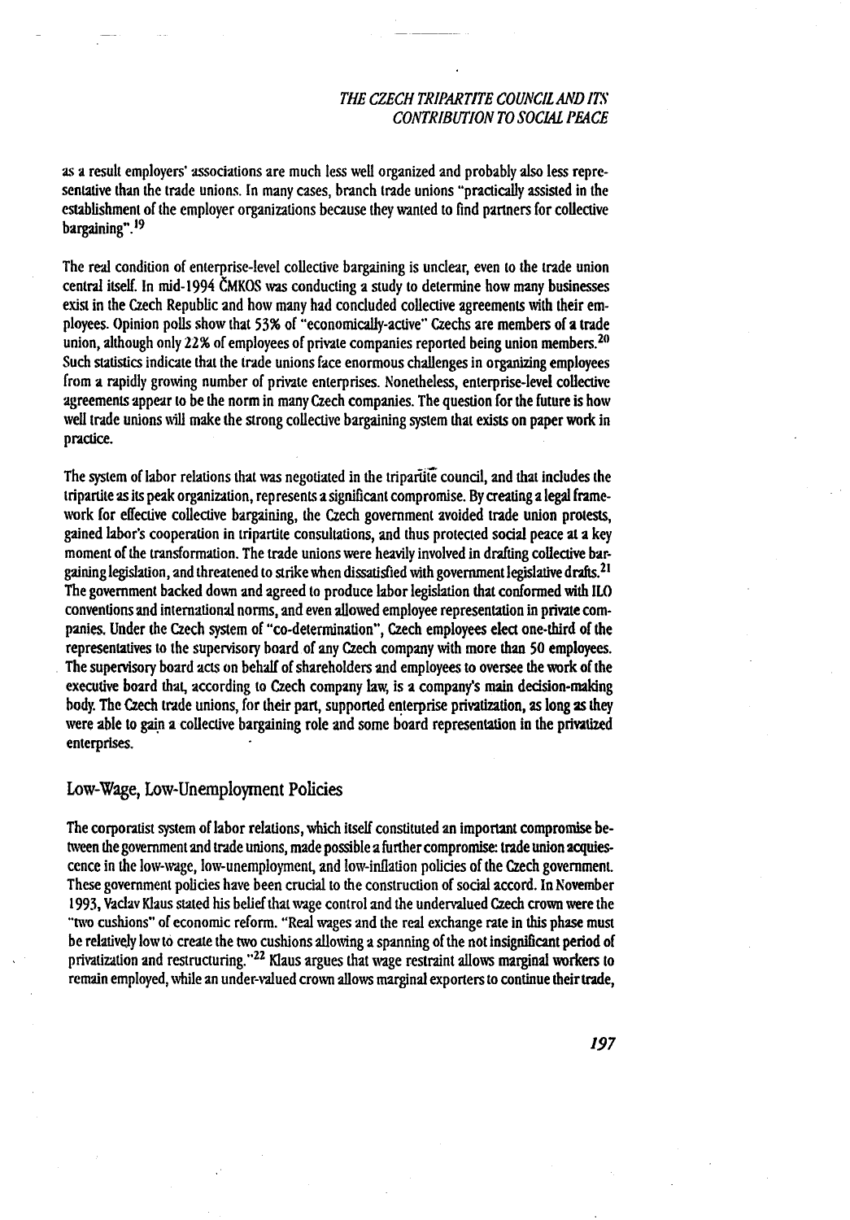as a result employers' associations are much less well organized and probably also less representative than the trade unions. In many cases, branch trade unions "practically assisted in the establishment of the employer organizations because they wanted to find partners for collective bargaining".[19]

The real condition of enterprise-level collective bargaining is unclear, even to the trade union central itself. In mid-1994 ČMKOS was conducting a study to determine how many businesses exist in the Czech Republic and how many had concluded collective agreements with their employees. Opinion polls show that 53% of "economically-active" Czechs are members of a trade union, although only 22% of employees of private companies reported being union members.[20] Such statistics indicate that the trade unions face enormous challenges in organizing employees from a rapidly growing number of private enterprises. Nonetheless, enterprise-level collective agreements appear to be the norm in many Czech companies. The question for the future is how well trade unions will make the strong collective bargaining system that exists on paper work in practice.

The system of labor relations that was negotiated in the tripartite council, and that includes the tripartite as its peak organization, represents a significant compromise. By creating a legal framework for effective collective bargaining, the Czech government avoided trade union protests, gained labor's cooperation in tripartite consultations, and thus protected social peace at a key moment of the transformation. The trade unions were heavily involved in drafting collective bargaining legislation, and threatened to strike when dissatisfied with government legislative drafts.[21] The government backed down and agreed to produce labor legislation that conformed with ILO conventions and international norms, and even allowed employee representation in private companies. Under the Czech system of "co-determination", Czech employees elect one-third of the representatives to the supervisory board of any Czech company with more than 50 employees. The supervisory board acts on behalf of shareholders and employees to oversee the work of the executive board that, according to Czech company law, is a company's main decision-making body. The Czech trade unions, for their part, supported enterprise privatization, as long as they were able to gain a collective bargaining role and some board representation in the privatized enterprises.

## Low-Wage, Low-Unemployment Policies

The corporatist system of labor relations, which itself constituted an important compromise between the government and trade unions, made possible a further compromise: trade union acquiescence in the low-wage, low-unemployment, and low-inflation policies of the Czech government. These government policies have been crucial to the construction of social accord. In November 1993, Vaclav Klaus stated his belief that wage control and the undervalued Czech crown were the "two cushions" of economic reform. "Real wages and the real exchange rate in this phase must be relatively low to create the two cushions allowing a spanning of the not insignificant period of privatization and restructuring."[22] Klaus argues that wage restraint allows marginal workers to remain employed, while an under-valued crown allows marginal exporters to continue their trade,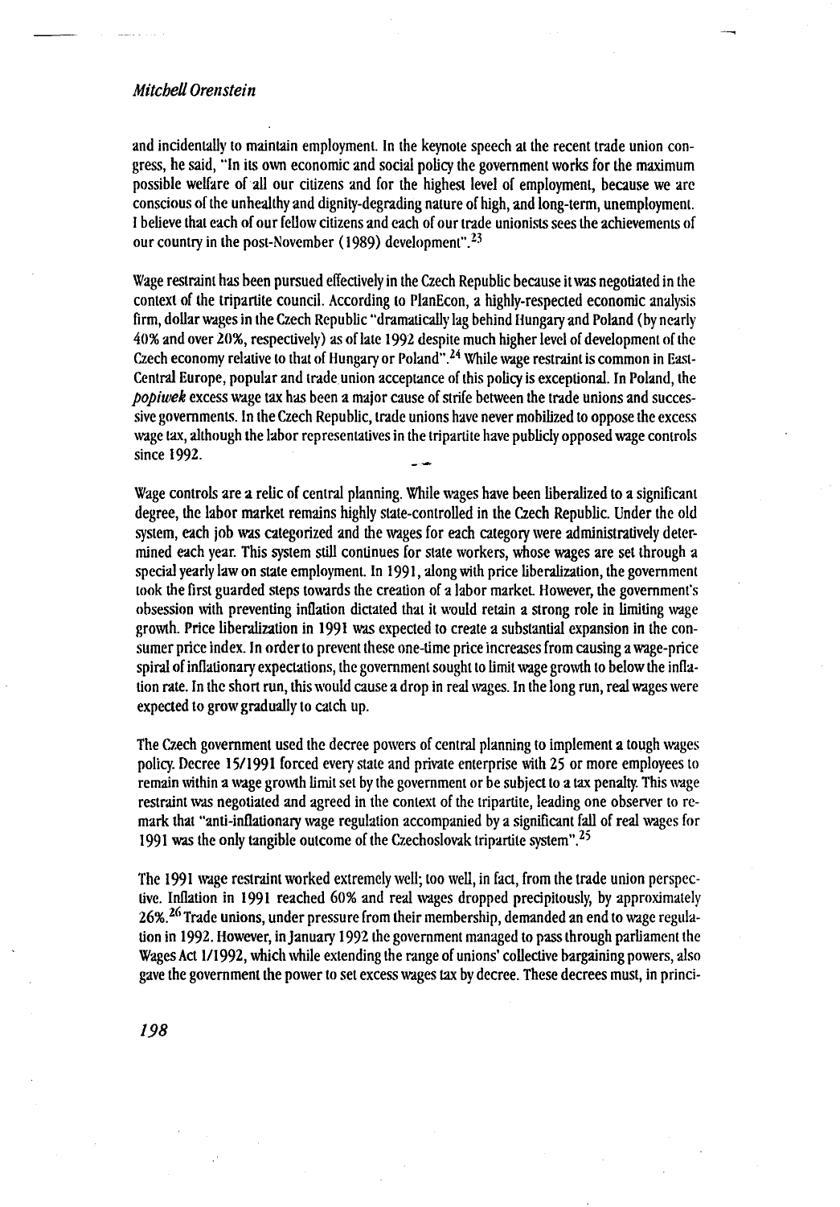and incidentally to maintain employment. In the keynote speech at the recent trade union congress, he said, "In its own economic and social policy the government works for the maximum possible welfare of all our citizens and for the highest level of employment, because we are conscious of the unhealthy and dignity-degrading nature of high, and long-term, unemployment. I believe that each of our fellow citizens and each of our trade unionists sees the achievements of our country in the post-November (1989) development".[23]

Wage restraint has been pursued effectively in the Czech Republic because it was negotiated in the context of the tripartite council. According to PlanEcon, a highly-respected economic analysis firm, dollar wages in the Czech Republic "dramatically lag behind Hungary and Poland (by nearly 40% and over 20%, respectively) as of late 1992 despite much higher level of development of the Czech economy relative to that of Hungary or Poland".[24] While wage restraint is common in East-Central Europe, popular and trade union acceptance of this policy is exceptional. In Poland, the *popiwek* excess wage tax has been a major cause of strife between the trade unions and successive governments. In the Czech Republic, trade unions have never mobilized to oppose the excess wage tax, although the labor representatives in the tripartite have publicly opposed wage controls since 1992.

Wage controls are a relic of central planning. While wages have been liberalized to a significant degree, the labor market remains highly state-controlled in the Czech Republic. Under the old system, each job was categorized and the wages for each category were administratively determined each year. This system still continues for state workers, whose wages are set through a special yearly law on state employment. In 1991, along with price liberalization, the government took the first guarded steps towards the creation of a labor market. However, the government's obsession with preventing inflation dictated that it would retain a strong role in limiting wage growth. Price liberalization in 1991 was expected to create a substantial expansion in the consumer price index. In order to prevent these one-time price increases from causing a wage-price spiral of inflationary expectations, the government sought to limit wage growth to below the inflation rate. In the short run, this would cause a drop in real wages. In the long run, real wages were expected to grow gradually to catch up.

The Czech government used the decree powers of central planning to implement a tough wages policy. Decree 15/1991 forced every state and private enterprise with 25 or more employees to remain within a wage growth limit set by the government or be subject to a tax penalty. This wage restraint was negotiated and agreed in the context of the tripartite, leading one observer to remark that "anti-inflationary wage regulation accompanied by a significant fall of real wages for 1991 was the only tangible outcome of the Czechoslovak tripartite system".[25]

The 1991 wage restraint worked extremely well; too well, in fact, from the trade union perspective. Inflation in 1991 reached 60% and real wages dropped precipitously, by approximately 26%.[26] Trade unions, under pressure from their membership, demanded an end to wage regulation in 1992. However, in January 1992 the government managed to pass through parliament the Wages Act 1/1992, which while extending the range of unions' collective bargaining powers, also gave the government the power to set excess wages tax by decree. These decrees must, in princi-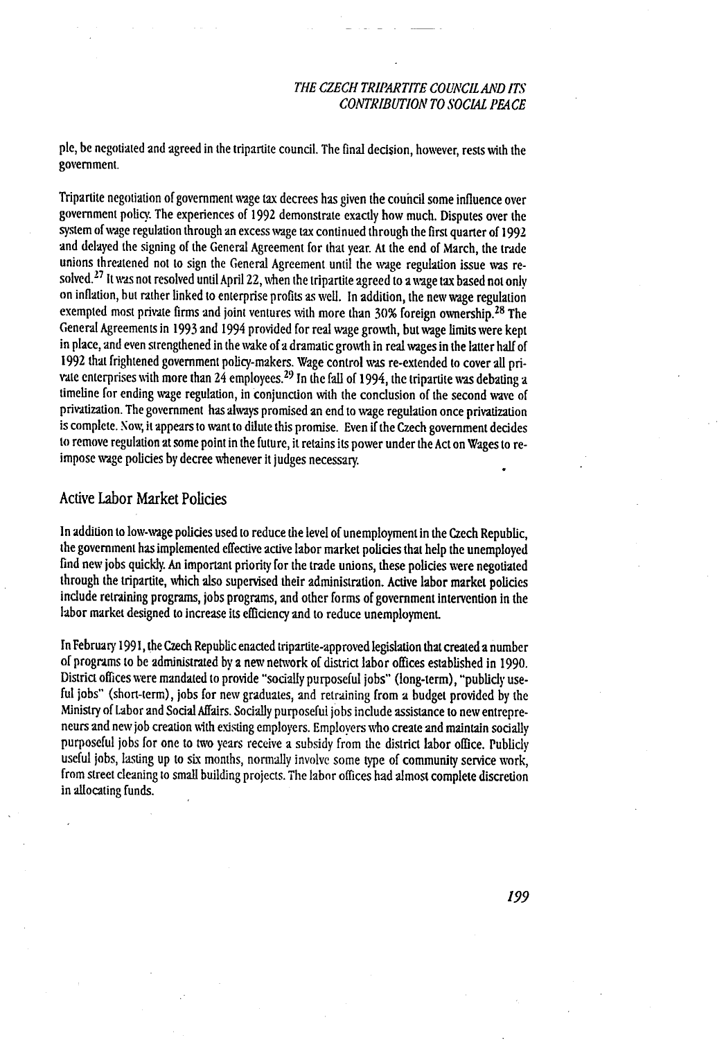ple, be negotiated and agreed in the tripartite council. The final decision, however, rests with the government.

Tripartite negotiation of government wage tax decrees has given the council some influence over government policy. The experiences of 1992 demonstrate exactly how much. Disputes over the system of wage regulation through an excess wage tax continued through the first quarter of 1992 and delayed the signing of the General Agreement for that year. At the end of March, the trade unions threatened not to sign the General Agreement until the wage regulation issue was resolved.[27] It was not resolved until April 22, when the tripartite agreed to a wage tax based not only on inflation, but rather linked to enterprise profits as well. In addition, the new wage regulation exempted most private firms and joint ventures with more than 30% foreign ownership.[28] The General Agreements in 1993 and 1994 provided for real wage growth, but wage limits were kept in place, and even strengthened in the wake of a dramatic growth in real wages in the latter half of 1992 that frightened government policy-makers. Wage control was re-extended to cover all private enterprises with more than 24 employees.[29] In the fall of 1994, the tripartite was debating a timeline for ending wage regulation, in conjunction with the conclusion of the second wave of privatization. The government has always promised an end to wage regulation once privatization is complete. Now, it appears to want to dilute this promise. Even if the Czech government decides to remove regulation at some point in the future, it retains its power under the Act on Wages to re-impose wage policies by decree whenever it judges necessary.

## Active Labor Market Policies

In addition to low-wage policies used to reduce the level of unemployment in the Czech Republic, the government has implemented effective active labor market policies that help the unemployed find new jobs quickly. An important priority for the trade unions, these policies were negotiated through the tripartite, which also supervised their administration. Active labor market policies include retraining programs, jobs programs, and other forms of government intervention in the labor market designed to increase its efficiency and to reduce unemployment.

In February 1991, the Czech Republic enacted tripartite-approved legislation that created a number of programs to be administrated by a new network of district labor offices established in 1990. District offices were mandated to provide "socially purposeful jobs" (long-term), "publicly useful jobs" (short-term), jobs for new graduates, and retraining from a budget provided by the Ministry of Labor and Social Affairs. Socially purposeful jobs include assistance to new entrepreneurs and new job creation with existing employers. Employers who create and maintain socially purposeful jobs for one to two years receive a subsidy from the district labor office. Publicly useful jobs, lasting up to six months, normally involve some type of community service work, from street cleaning to small building projects. The labor offices had almost complete discretion in allocating funds.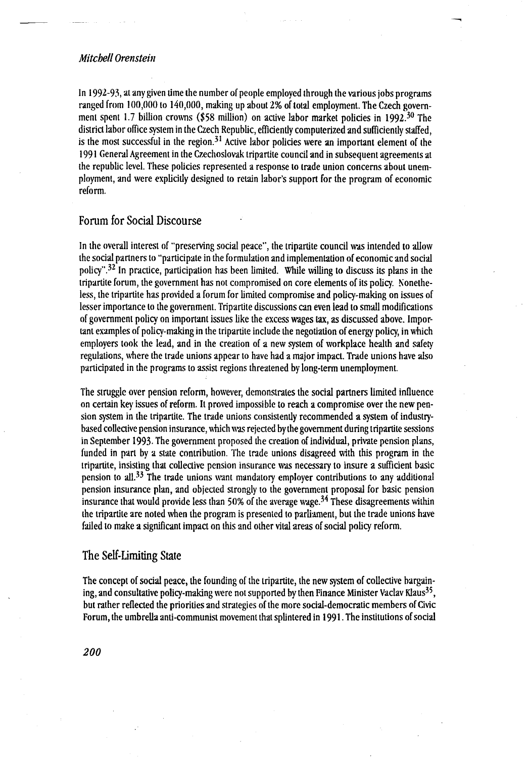In 1992-93, at any given time the number of people employed through the various jobs programs ranged from 100,000 to 140,000, making up about 2% of total employment. The Czech government spent 1.7 billion crowns ($58 million) on active labor market policies in 1992.[30] The district labor office system in the Czech Republic, efficiently computerized and sufficiently staffed, is the most successful in the region.[31] Active labor policies were an important element of the 1991 General Agreement in the Czechoslovak tripartite council and in subsequent agreements at the republic level. These policies represented a response to trade union concerns about unemployment, and were explicitly designed to retain labor's support for the program of economic reform.

## Forum for Social Discourse

In the overall interest of "preserving social peace", the tripartite council was intended to allow the social partners to "participate in the formulation and implementation of economic and social policy".[32] In practice, participation has been limited. While willing to discuss its plans in the tripartite forum, the government has not compromised on core elements of its policy. Nonetheless, the tripartite has provided a forum for limited compromise and policy-making on issues of lesser importance to the government. Tripartite discussions can even lead to small modifications of government policy on important issues like the excess wages tax, as discussed above. Important examples of policy-making in the tripartite include the negotiation of energy policy, in which employers took the lead, and in the creation of a new system of workplace health and safety regulations, where the trade unions appear to have had a major impact. Trade unions have also participated in the programs to assist regions threatened by long-term unemployment.

The struggle over pension reform, however, demonstrates the social partners limited influence on certain key issues of reform. It proved impossible to reach a compromise over the new pension system in the tripartite. The trade unions consistently recommended a system of industry-based collective pension insurance, which was rejected by the government during tripartite sessions in September 1993. The government proposed the creation of individual, private pension plans, funded in part by a state contribution. The trade unions disagreed with this program in the tripartite, insisting that collective pension insurance was necessary to insure a sufficient basic pension to all.[33] The trade unions want mandatory employer contributions to any additional pension insurance plan, and objected strongly to the government proposal for basic pension insurance that would provide less than 50% of the average wage.[34] These disagreements within the tripartite are noted when the program is presented to parliament, but the trade unions have failed to make a significant impact on this and other vital areas of social policy reform.

## The Self-Limiting State

The concept of social peace, the founding of the tripartite, the new system of collective bargaining, and consultative policy-making were not supported by then Finance Minister Vaclav Klaus[35], but rather reflected the priorities and strategies of the more social-democratic members of Civic Forum, the umbrella anti-communist movement that splintered in 1991. The institutions of social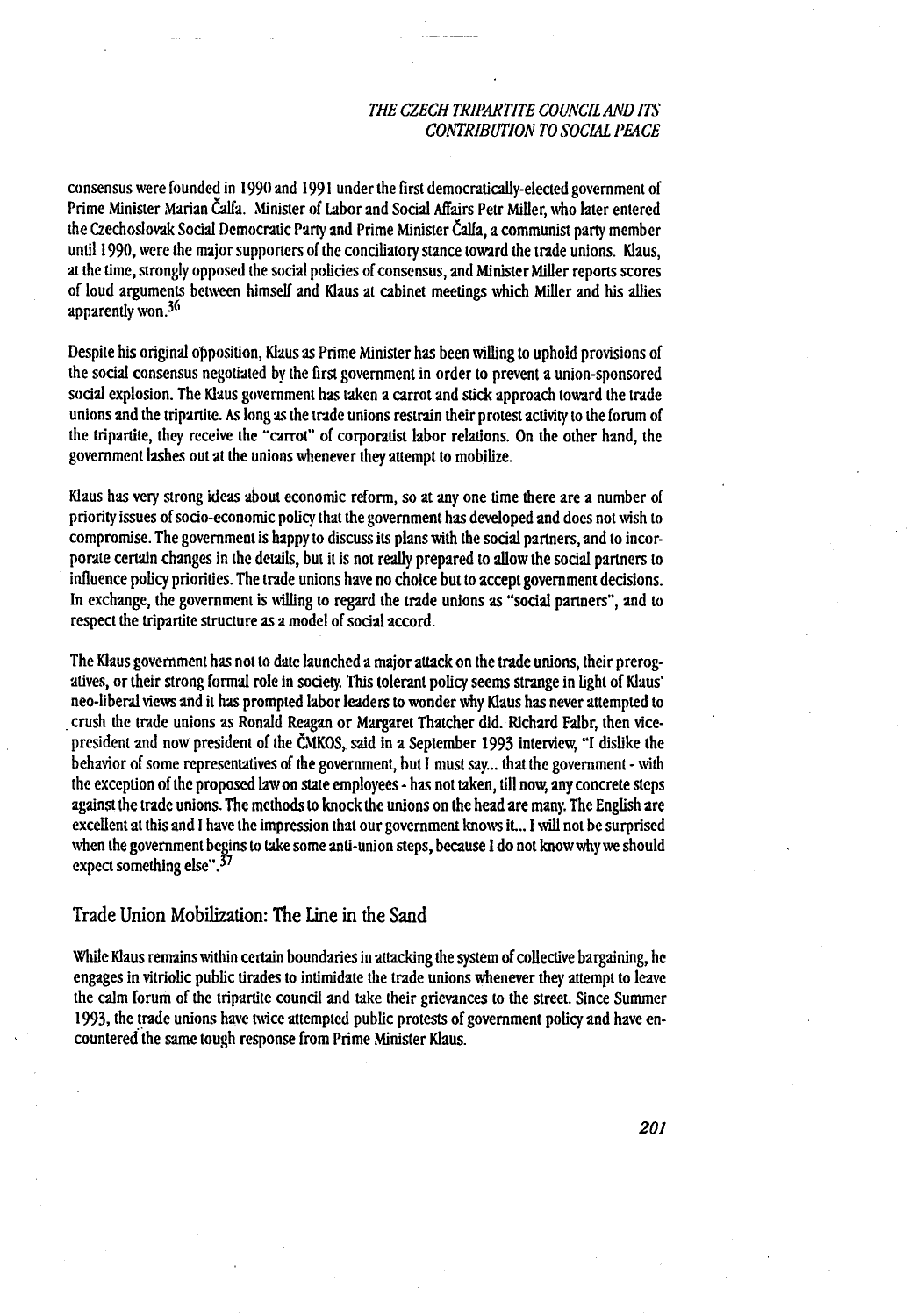consensus were founded in 1990 and 1991 under the first democratically-elected government of Prime Minister Marian Čalfa. Minister of Labor and Social Affairs Petr Miller, who later entered the Czechoslovak Social Democratic Party and Prime Minister Čalfa, a communist party member until 1990, were the major supporters of the conciliatory stance toward the trade unions. Klaus, at the time, strongly opposed the social policies of consensus, and Minister Miller reports scores of loud arguments between himself and Klaus at cabinet meetings which Miller and his allies apparently won.[36]

Despite his original opposition, Klaus as Prime Minister has been willing to uphold provisions of the social consensus negotiated by the first government in order to prevent a union-sponsored social explosion. The Klaus government has taken a carrot and stick approach toward the trade unions and the tripartite. As long as the trade unions restrain their protest activity to the forum of the tripartite, they receive the "carrot" of corporatist labor relations. On the other hand, the government lashes out at the unions whenever they attempt to mobilize.

Klaus has very strong ideas about economic reform, so at any one time there are a number of priority issues of socio-economic policy that the government has developed and does not wish to compromise. The government is happy to discuss its plans with the social partners, and to incorporate certain changes in the details, but it is not really prepared to allow the social partners to influence policy priorities. The trade unions have no choice but to accept government decisions. In exchange, the government is willing to regard the trade unions as "social partners", and to respect the tripartite structure as a model of social accord.

The Klaus government has not to date launched a major attack on the trade unions, their prerogatives, or their strong formal role in society. This tolerant policy seems strange in light of Klaus' neo-liberal views and it has prompted labor leaders to wonder why Klaus has never attempted to crush the trade unions as Ronald Reagan or Margaret Thatcher did. Richard Falbr, then vice-president and now president of the ČMKOS, said in a September 1993 interview, "I dislike the behavior of some representatives of the government, but I must say... that the government - with the exception of the proposed law on state employees - has not taken, till now, any concrete steps against the trade unions. The methods to knock the unions on the head are many. The English are excellent at this and I have the impression that our government knows it... I will not be surprised when the government begins to take some anti-union steps, because I do not know why we should expect something else".[37]

## Trade Union Mobilization: The Line in the Sand

While Klaus remains within certain boundaries in attacking the system of collective bargaining, he engages in vitriolic public tirades to intimidate the trade unions whenever they attempt to leave the calm forum of the tripartite council and take their grievances to the street. Since Summer 1993, the trade unions have twice attempted public protests of government policy and have encountered the same tough response from Prime Minister Klaus.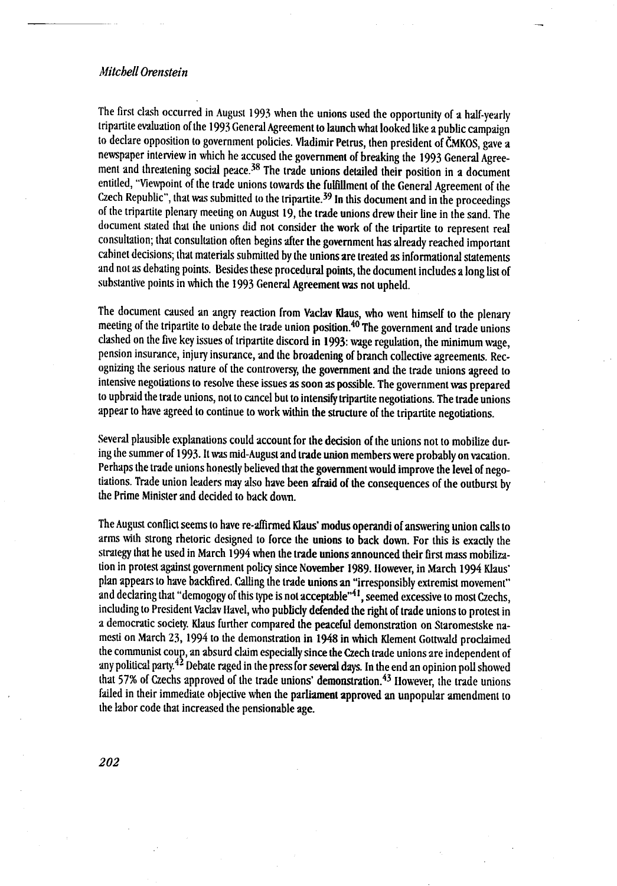The first clash occurred in August 1993 when the unions used the opportunity of a half-yearly tripartite evaluation of the 1993 General Agreement to launch what looked like a public campaign to declare opposition to government policies. Vladimir Petrus, then president of ČMKOS, gave a newspaper interview in which he accused the government of breaking the 1993 General Agreement and threatening social peace.[38] The trade unions detailed their position in a document entitled, "Viewpoint of the trade unions towards the fulfillment of the General Agreement of the Czech Republic", that was submitted to the tripartite.[39] In this document and in the proceedings of the tripartite plenary meeting on August 19, the trade unions drew their line in the sand. The document stated that the unions did not consider the work of the tripartite to represent real consultation; that consultation often begins after the government has already reached important cabinet decisions; that materials submitted by the unions are treated as informational statements and not as debating points. Besides these procedural points, the document includes a long list of substantive points in which the 1993 General Agreement was not upheld.

The document caused an angry reaction from Vaclav Klaus, who went himself to the plenary meeting of the tripartite to debate the trade union position.[40] The government and trade unions clashed on the five key issues of tripartite discord in 1993: wage regulation, the minimum wage, pension insurance, injury insurance, and the broadening of branch collective agreements. Recognizing the serious nature of the controversy, the government and the trade unions agreed to intensive negotiations to resolve these issues as soon as possible. The government was prepared to upbraid the trade unions, not to cancel but to intensify tripartite negotiations. The trade unions appear to have agreed to continue to work within the structure of the tripartite negotiations.

Several plausible explanations could account for the decision of the unions not to mobilize during the summer of 1993. It was mid-August and trade union members were probably on vacation. Perhaps the trade unions honestly believed that the government would improve the level of negotiations. Trade union leaders may also have been afraid of the consequences of the outburst by the Prime Minister and decided to back down.

The August conflict seems to have re-affirmed Klaus' modus operandi of answering union calls to arms with strong rhetoric designed to force the unions to back down. For this is exactly the strategy that he used in March 1994 when the trade unions announced their first mass mobilization in protest against government policy since November 1989. However, in March 1994 Klaus' plan appears to have backfired. Calling the trade unions an "irresponsibly extremist movement" and declaring that "demogogy of this type is not acceptable"[41], seemed excessive to most Czechs, including to President Vaclav Havel, who publicly defended the right of trade unions to protest in a democratic society. Klaus further compared the peaceful demonstration on Staromestske namesti on March 23, 1994 to the demonstration in 1948 in which Klement Gottwald proclaimed the communist coup, an absurd claim especially since the Czech trade unions are independent of any political party.[42] Debate raged in the press for several days. In the end an opinion poll showed that 57% of Czechs approved of the trade unions' demonstration.[43] However, the trade unions failed in their immediate objective when the parliament approved an unpopular amendment to the labor code that increased the pensionable age.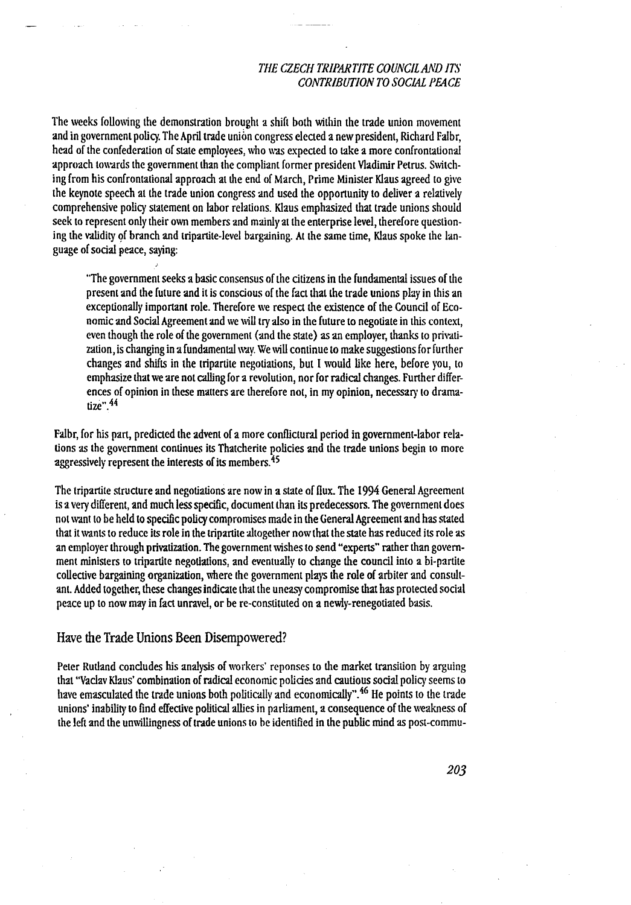The weeks following the demonstration brought a shift both within the trade union movement and in government policy. The April trade union congress elected a new president, Richard Falbr, head of the confederation of state employees, who was expected to take a more confrontational approach towards the government than the compliant former president Vladimir Petrus. Switching from his confrontational approach at the end of March, Prime Minister Klaus agreed to give the keynote speech at the trade union congress and used the opportunity to deliver a relatively comprehensive policy statement on labor relations. Klaus emphasized that trade unions should seek to represent only their own members and mainly at the enterprise level, therefore questioning the validity of branch and tripartite-level bargaining. At the same time, Klaus spoke the language of social peace, saying:

> "The government seeks a basic consensus of the citizens in the fundamental issues of the present and the future and it is conscious of the fact that the trade unions play in this an exceptionally important role. Therefore we respect the existence of the Council of Economic and Social Agreement and we will try also in the future to negotiate in this context, even though the role of the government (and the state) as an employer, thanks to privatization, is changing in a fundamental way. We will continue to make suggestions for further changes and shifts in the tripartite negotiations, but I would like here, before you, to emphasize that we are not calling for a revolution, nor for radical changes. Further differences of opinion in these matters are therefore not, in my opinion, necessary to dramatize".[44]

Falbr, for his part, predicted the advent of a more conflictural period in government-labor relations as the government continues its Thatcherite policies and the trade unions begin to more aggressively represent the interests of its members.[45]

The tripartite structure and negotiations are now in a state of flux. The 1994 General Agreement is a very different, and much less specific, document than its predecessors. The government does not want to be held to specific policy compromises made in the General Agreement and has stated that it wants to reduce its role in the tripartite altogether now that the state has reduced its role as an employer through privatization. The government wishes to send "experts" rather than government ministers to tripartite negotiations, and eventually to change the council into a bi-partite collective bargaining organization, where the government plays the role of arbiter and consultant. Added together, these changes indicate that the uneasy compromise that has protected social peace up to now may in fact unravel, or be re-constituted on a newly-renegotiated basis.

## Have the Trade Unions Been Disempowered?

Peter Rutland concludes his analysis of workers' reponses to the market transition by arguing that "Vaclav Klaus' combination of radical economic policies and cautious social policy seems to have emasculated the trade unions both politically and economically".[46] He points to the trade unions' inability to find effective political allies in parliament, a consequence of the weakness of the left and the unwillingness of trade unions to be identified in the public mind as post-commu-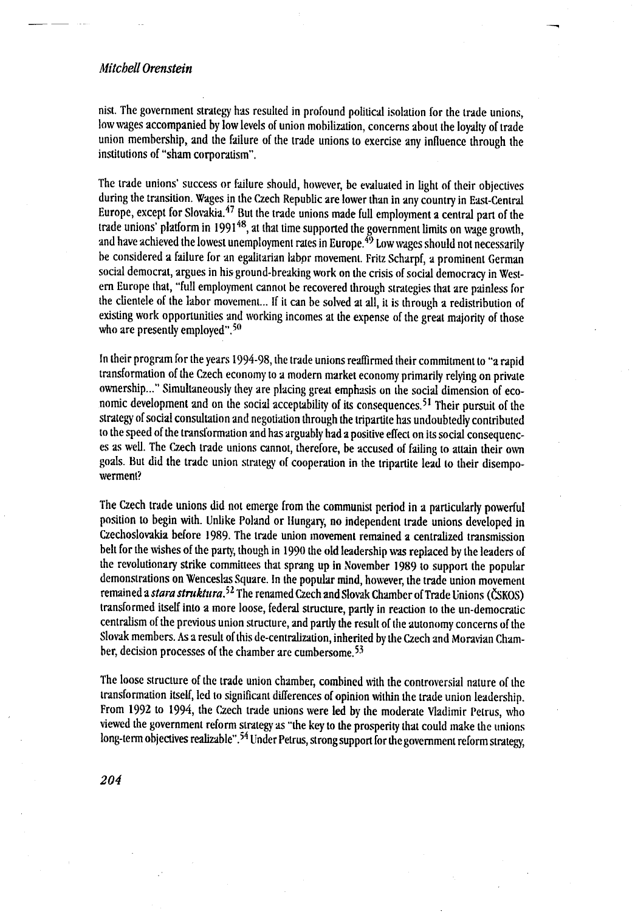nist. The government strategy has resulted in profound political isolation for the trade unions, low wages accompanied by low levels of union mobilization, concerns about the loyalty of trade union membership, and the failure of the trade unions to exercise any influence through the institutions of "sham corporatism".

The trade unions' success or failure should, however, be evaluated in light of their objectives during the transition. Wages in the Czech Republic are lower than in any country in East-Central Europe, except for Slovakia.[47] But the trade unions made full employment a central part of the trade unions' platform in 1991[48], at that time supported the government limits on wage growth, and have achieved the lowest unemployment rates in Europe.[49] Low wages should not necessarily be considered a failure for an egalitarian labor movement. Fritz Scharpf, a prominent German social democrat, argues in his ground-breaking work on the crisis of social democracy in Western Europe that, "full employment cannot be recovered through strategies that are painless for the clientele of the labor movement... If it can be solved at all, it is through a redistribution of existing work opportunities and working incomes at the expense of the great majority of those who are presently employed".[50]

In their program for the years 1994-98, the trade unions reaffirmed their commitment to "a rapid transformation of the Czech economy to a modern market economy primarily relying on private ownership..." Simultaneously they are placing great emphasis on the social dimension of economic development and on the social acceptability of its consequences.[51] Their pursuit of the strategy of social consultation and negotiation through the tripartite has undoubtedly contributed to the speed of the transformation and has arguably had a positive effect on its social consequences as well. The Czech trade unions cannot, therefore, be accused of failing to attain their own goals. But did the trade union strategy of cooperation in the tripartite lead to their disempowerment?

The Czech trade unions did not emerge from the communist period in a particularly powerful position to begin with. Unlike Poland or Hungary, no independent trade unions developed in Czechoslovakia before 1989. The trade union movement remained a centralized transmission belt for the wishes of the party, though in 1990 the old leadership was replaced by the leaders of the revolutionary strike committees that sprang up in November 1989 to support the popular demonstrations on Wenceslas Square. In the popular mind, however, the trade union movement remained a *stara struktura*.[52] The renamed Czech and Slovak Chamber of Trade Unions (ČSKOS) transformed itself into a more loose, federal structure, partly in reaction to the un-democratic centralism of the previous union structure, and partly the result of the autonomy concerns of the Slovak members. As a result of this de-centralization, inherited by the Czech and Moravian Chamber, decision processes of the chamber are cumbersome.[53]

The loose structure of the trade union chamber, combined with the controversial nature of the transformation itself, led to significant differences of opinion within the trade union leadership. From 1992 to 1994, the Czech trade unions were led by the moderate Vladimir Petrus, who viewed the government reform strategy as "the key to the prosperity that could make the unions long-term objectives realizable".[54] Under Petrus, strong support for the government reform strategy,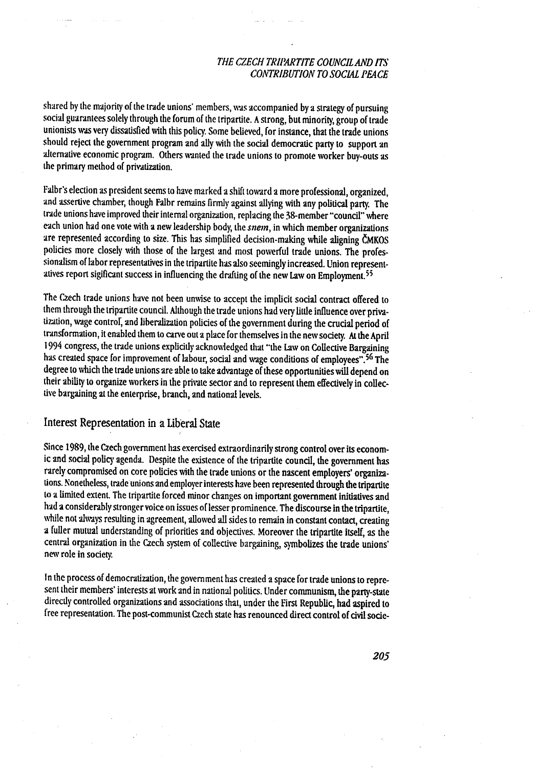shared by the majority of the trade unions' members, was accompanied by a strategy of pursuing social guarantees solely through the forum of the tripartite. A strong, but minority, group of trade unionists was very dissatisfied with this policy. Some believed, for instance, that the trade unions should reject the government program and ally with the social democratic party to support an alternative economic program. Others wanted the trade unions to promote worker buy-outs as the primary method of privatization.

Falbr's election as president seems to have marked a shift toward a more professional, organized, and assertive chamber, though Falbr remains firmly against allying with any political party. The trade unions have improved their internal organization, replacing the 38-member "council" where each union had one vote with a new leadership body, the *snem*, in which member organizations are represented according to size. This has simplified decision-making while aligning ČMKOS policies more closely with those of the largest and most powerful trade unions. The professionalism of labor representatives in the tripartite has also seemingly increased. Union representatives report sigificant success in influencing the drafting of the new Law on Employment.[55]

The Czech trade unions have not been unwise to accept the implicit social contract offered to them through the tripartite council. Although the trade unions had very little influence over privatization, wage control, and liberalization policies of the government during the crucial period of transformation, it enabled them to carve out a place for themselves in the new society. At the April 1994 congress, the trade unions explicitly acknowledged that "the Law on Collective Bargaining has created space for improvement of labour, social and wage conditions of employees".[56] The degree to which the trade unions are able to take advantage of these opportunities will depend on their ability to organize workers in the private sector and to represent them effectively in collective bargaining at the enterprise, branch, and national levels.

## Interest Representation in a Liberal State

Since 1989, the Czech government has exercised extraordinarily strong control over its economic and social policy agenda. Despite the existence of the tripartite council, the government has rarely compromised on core policies with the trade unions or the nascent employers' organizations. Nonetheless, trade unions and employer interests have been represented through the tripartite to a limited extent. The tripartite forced minor changes on important government initiatives and had a considerably stronger voice on issues of lesser prominence. The discourse in the tripartite, while not always resulting in agreement, allowed all sides to remain in constant contact, creating a fuller mutual understanding of priorities and objectives. Moreover the tripartite itself, as the central organization in the Czech system of collective bargaining, symbolizes the trade unions' new role in society.

In the process of democratization, the government has created a space for trade unions to represent their members' interests at work and in national politics. Under communism, the party-state directly controlled organizations and associations that, under the First Republic, had aspired to free representation. The post-communist Czech state has renounced direct control of civil socie-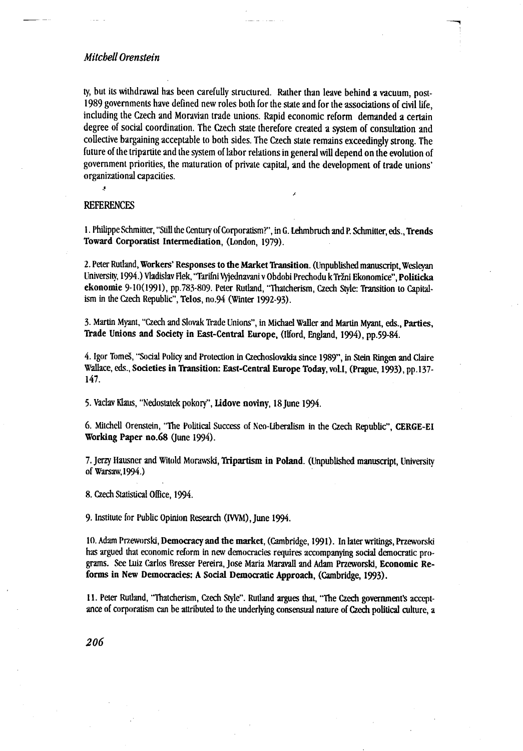ty, but its withdrawal has been carefully structured. Rather than leave behind a vacuum, post-1989 governments have defined new roles both for the state and for the associations of civil life, including the Czech and Moravian trade unions. Rapid economic reform demanded a certain degree of social coordination. The Czech state therefore created a system of consultation and collective bargaining acceptable to both sides. The Czech state remains exceedingly strong. The future of the tripartite and the system of labor relations in general will depend on the evolution of government priorities, the maturation of private capital, and the development of trade unions' organizational capacities.

## REFERENCES

1. Philippe Schmitter, "Still the Century of Corporatism?", in G. Lehmbruch and P. Schmitter, eds., **Trends Toward Corporatist Intermediation**, (London, 1979).

2. Peter Rutland, **Workers' Responses to the Market Transition**. (Unpublished manuscript, Wesleyan University, 1994.) Vladislav Flek, "Tarifni Vyjednavani v Obdobi Prechodu k Trźni Ekonomice", **Politicka ekonomie** 9-10(1991), pp.783-809. Peter Rutland, "Thatcherism, Czech Style: Transition to Capitalism in the Czech Republic", **Telos**, no.94 (Winter 1992-93).

3. Martin Myant, "Czech and Slovak Trade Unions", in Michael Waller and Martin Myant, eds., **Parties, Trade Unions and Society in East-Central Europe**, (Ilford, England, 1994), pp.59-84.

4. Igor Tomeš, "Social Policy and Protection in Czechoslovakia since 1989", in Stein Ringen and Claire Wallace, eds., **Societies in Transition: East-Central Europe Today**, vol.I, (Prague, 1993), pp.137-147.

5. Vaclav Klaus, "Nedostatek pokory", **Lidove noviny**, 18 June 1994.

6. Mitchell Orenstein, "The Political Success of Neo-Liberalism in the Czech Republic", **CERGE-EI Working Paper no.68** (June 1994).

7. Jerzy Hausner and Witold Morawski, **Tripartism in Poland**. (Unpublished manuscript, University of Warsaw, 1994.)

8. Czech Statistical Office, 1994.

9. Institute for Public Opinion Research (IVVM), June 1994.

10. Adam Przeworski, **Democracy and the market**, (Cambridge, 1991). In later writings, Przeworski has argued that economic reform in new democracies requires accompanying social democratic programs. See Luiz Carlos Bresser Pereira, Jose Maria Maravall and Adam Przeworski, **Economic Reforms in New Democracies: A Social Democratic Approach**, (Cambridge, 1993).

11. Peter Rutland, "Thatcherism, Czech Style". Rutland argues that, "The Czech government's acceptance of corporatism can be attributed to the underlying consensual nature of Czech political culture, a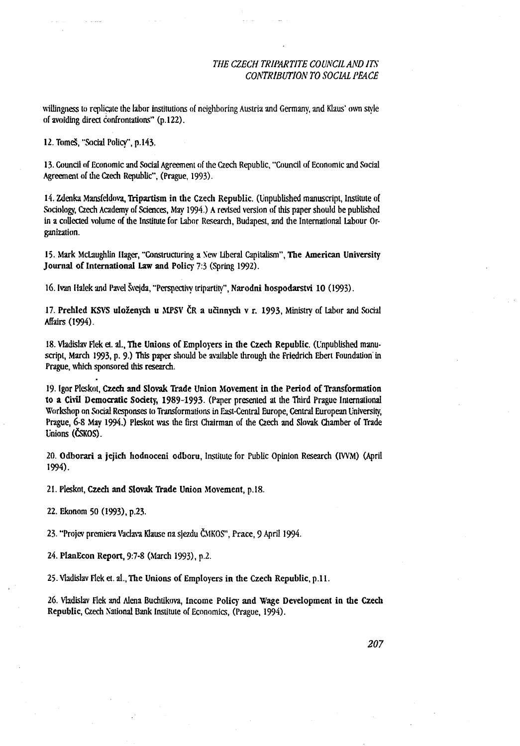willingness to replicate the labor institutions of neighboring Austria and Germany, and Klaus' own style of avoiding direct confrontations" (p.122).

12. Tomeš, "Social Policy", p.143.

13. Council of Economic and Social Agreement of the Czech Republic, "Council of Economic and Social Agreement of the Czech Republic", (Prague, 1993).

14. Zdenka Mansfeldova, **Tripartism in the Czech Republic**. (Unpublished manuscript, Institute of Sociology, Czech Academy of Sciences, May 1994.) A revised version of this paper should be published in a collected volume of the Institute for Labor Research, Budapest, and the International Labour Organization.

15. Mark McLaughlin Hager, "Constructuring a New Liberal Capitalism", **The American University Journal of International Law and Policy** 7:3 (Spring 1992).

16. Ivan Halek and Pavel Švejda, "Perspectivy tripartity", **Narodni hospodarstvi 10** (1993).

17. **Prehled KSVS uložených u MPSV ČR a učinnych v r. 1993**, Ministry of Labor and Social Affairs (1994).

18. Vladislav Flek et. al., **The Unions of Employers in the Czech Republic**. (Unpublished manuscript, March 1993, p. 9.) This paper should be available through the Friedrich Ebert Foundation in Prague, which sponsored this research.

19. Igor Pleskot, **Czech and Slovak Trade Union Movement in the Period of Transformation to a Civil Democratic Society, 1989-1993**. (Paper presented at the Third Prague International Workshop on Social Responses to Transformations in East-Central Europe, Central European University, Prague, 6-8 May 1994.) Pleskot was the first Chairman of the Czech and Slovak Chamber of Trade Unions (ČSKOS).

20. **Odborari a jejich hodnoceni odboru**, Institute for Public Opinion Research (IVVM) (April 1994).

21. Pleskot, **Czech and Slovak Trade Union Movement**, p.18.

22. Ekonom 50 (1993), p.23.

23. "Projev premiera Vaclava Klause na sjezdu ČMKOS", Prace, 9 April 1994.

24. **PlanEcon Report**, 9:7-8 (March 1993), p.2.

25. Vladislav Flek et. al., **The Unions of Employers in the Czech Republic**, p.11.

26. Vladislav Flek and Alena Buchtikova, **Income Policy and Wage Development in the Czech Republic**, Czech National Bank Institute of Economics, (Prague, 1994).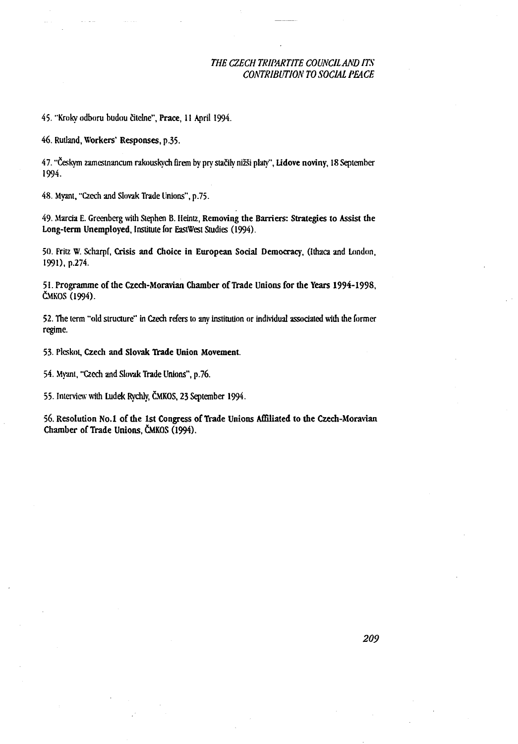45. "Kroky odboru budou čitelne", **Prace**, 11 April 1994.

46. Rutland, **Workers' Responses**, p.35.

47. "Českym zamestnancum rakouskych firem by pry stačily nižši platy", **Lidove noviny**, 18 September 1994.

48. Myant, "Czech and Slovak Trade Unions", p.75.

49. Marcia E. Greenberg with Stephen B. Heintz, **Removing the Barriers: Strategies to Assist the Long-term Unemployed**, Institute for EastWest Studies (1994).

50. Fritz W. Scharpf, **Crisis and Choice in European Social Democracy**, (Ithaca and London, 1991), p.274.

51. **Programme of the Czech-Moravian Chamber of Trade Unions for the Years 1994-1998**, ČMKOS (1994).

52. The term "old structure" in Czech refers to any institution or individual associated with the former regime.

53. Pleskot, **Czech and Slovak Trade Union Movement**.

54. Myant, "Czech and Slovak Trade Unions", p.76.

55. Interview with Ludek Rychly, ČMKOS, 23 September 1994.

56. **Resolution No.1 of the 1st Congress of Trade Unions Affiliated to the Czech-Moravian Chamber of Trade Unions**, ČMKOS (1994).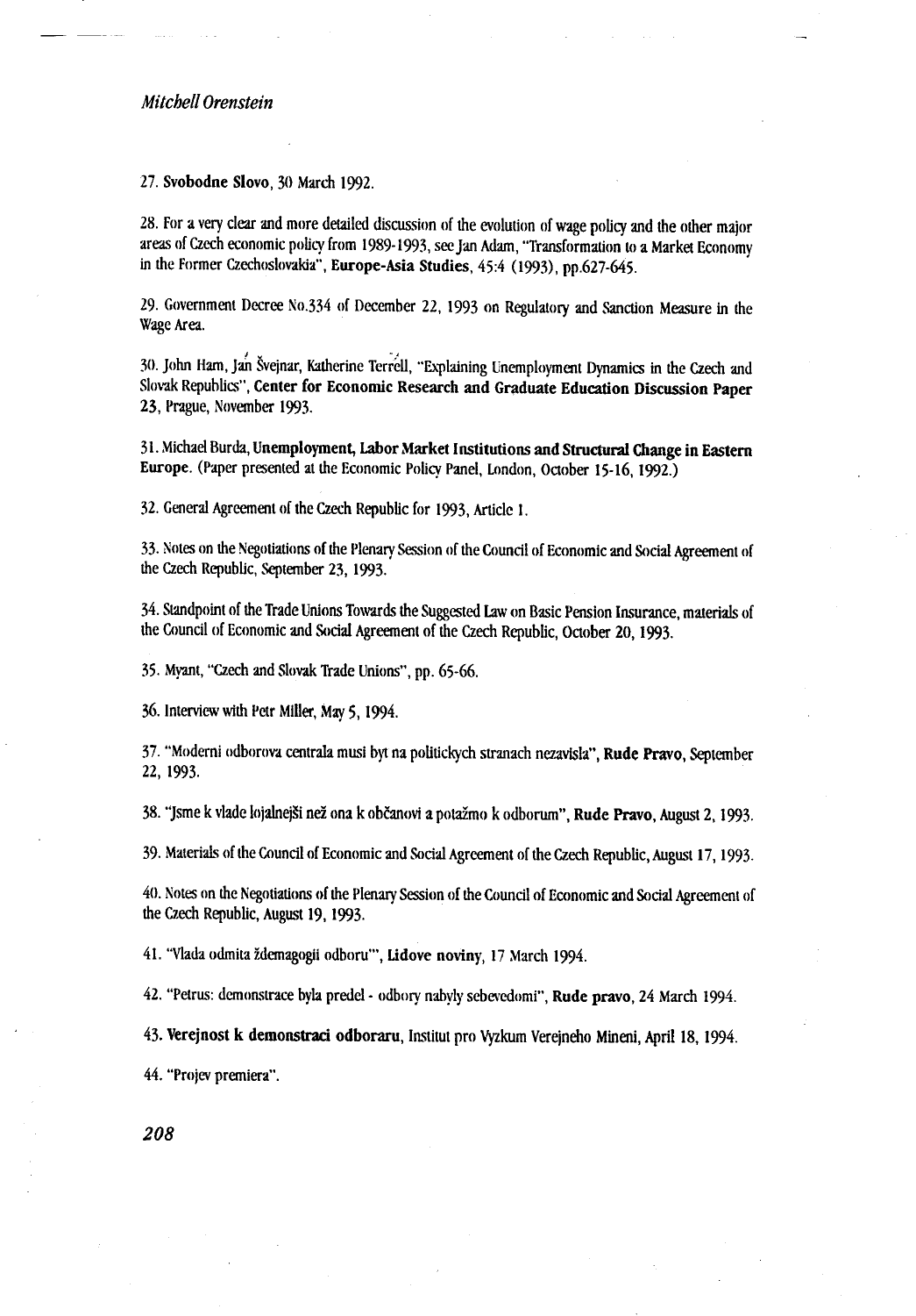27. **Svobodne Slovo**, 30 March 1992.

28. For a very clear and more detailed discussion of the evolution of wage policy and the other major areas of Czech economic policy from 1989-1993, see Jan Adam, "Transformation to a Market Economy in the Former Czechoslovakia", **Europe-Asia Studies**, 45:4 (1993), pp.627-645.

29. Government Decree No.334 of December 22, 1993 on Regulatory and Sanction Measure in the Wage Area.

30. John Ham, Jan Švejnar, Katherine Terrell, "Explaining Unemployment Dynamics in the Czech and Slovak Republics", **Center for Economic Research and Graduate Education Discussion Paper 23**, Prague, November 1993.

31. Michael Burda, **Unemployment, Labor Market Institutions and Structural Change in Eastern Europe**. (Paper presented at the Economic Policy Panel, London, October 15-16, 1992.)

32. General Agreement of the Czech Republic for 1993, Article 1.

33. Notes on the Negotiations of the Plenary Session of the Council of Economic and Social Agreement of the Czech Republic, September 23, 1993.

34. Standpoint of the Trade Unions Towards the Suggested Law on Basic Pension Insurance, materials of the Council of Economic and Social Agreement of the Czech Republic, October 20, 1993.

35. Myant, "Czech and Slovak Trade Unions", pp. 65-66.

36. Interview with Petr Miller, May 5, 1994.

37. "Moderni odborova centrala musi byt na politickych stranach nezavisla", **Rude Pravo**, September 22, 1993.

38. "Jsme k vlade lojalnejši než ona k občanovi a potažmo k odborum", **Rude Pravo**, August 2, 1993.

39. Materials of the Council of Economic and Social Agreement of the Czech Republic, August 17, 1993.

40. Notes on the Negotiations of the Plenary Session of the Council of Economic and Social Agreement of the Czech Republic, August 19, 1993.

41. "Vlada odmita ždemagogii odboru"', **Lidove noviny**, 17 March 1994.

42. "Petrus: demonstrace byla predel - odbory nabyly sebevedomi", **Rude pravo**, 24 March 1994.

43. **Verejnost k demonstraci odboraru**, Institut pro Vyzkum Verejneho Mineni, April 18, 1994.

44. "Projev premiera".